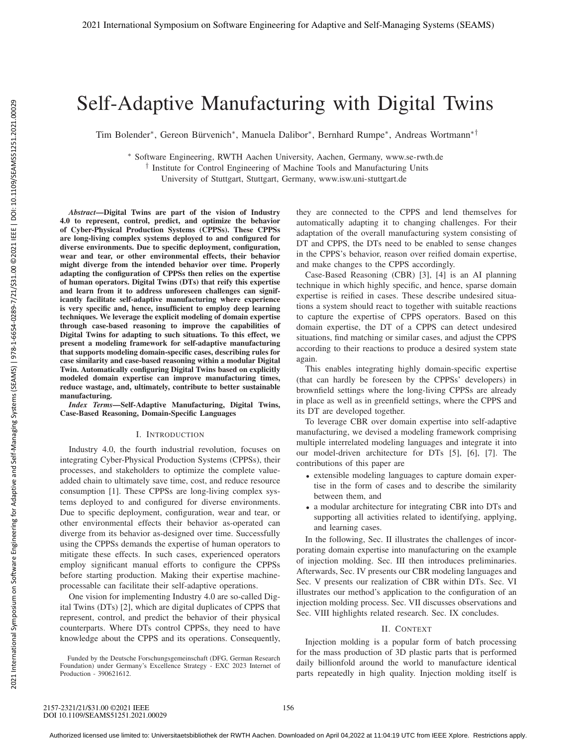# Self-Adaptive Manufacturing with Digital Twins

Tim Bolender[*], Gereon Bürvenich[*], Manuela Dalibor[*], Bernhard Rumpe[*], Andreas Wortmann[*†]

[*] Software Engineering, RWTH Aachen University, Aachen, Germany, www.se-rwth.de
[†] Institute for Control Engineering of Machine Tools and Manufacturing Units
University of Stuttgart, Stuttgart, Germany, www.isw.uni-stuttgart.de

***Abstract*—Digital Twins are part of the vision of Industry 4.0 to represent, control, predict, and optimize the behavior of Cyber-Physical Production Systems (CPPSs). These CPPSs are long-living complex systems deployed to and configured for diverse environments. Due to specific deployment, configuration, wear and tear, or other environmental effects, their behavior might diverge from the intended behavior over time. Properly adapting the configuration of CPPSs then relies on the expertise of human operators. Digital Twins (DTs) that reify this expertise and learn from it to address unforeseen challenges can significantly facilitate self-adaptive manufacturing where experience is very specific and, hence, insufficient to employ deep learning techniques. We leverage the explicit modeling of domain expertise through case-based reasoning to improve the capabilities of Digital Twins for adapting to such situations. To this effect, we present a modeling framework for self-adaptive manufacturing that supports modeling domain-specific cases, describing rules for case similarity and case-based reasoning within a modular Digital Twin. Automatically configuring Digital Twins based on explicitly modeled domain expertise can improve manufacturing times, reduce wastage, and, ultimately, contribute to better sustainable manufacturing.**

***Index Terms*—Self-Adaptive Manufacturing, Digital Twins, Case-Based Reasoning, Domain-Specific Languages**

## I. Introduction

Industry 4.0, the fourth industrial revolution, focuses on integrating Cyber-Physical Production Systems (CPPSs), their processes, and stakeholders to optimize the complete value-added chain to ultimately save time, cost, and reduce resource consumption [1]. These CPPSs are long-living complex systems deployed to and configured for diverse environments. Due to specific deployment, configuration, wear and tear, or other environmental effects their behavior as-operated can diverge from its behavior as-designed over time. Successfully using the CPPSs demands the expertise of human operators to mitigate these effects. In such cases, experienced operators employ significant manual efforts to configure the CPPSs before starting production. Making their expertise machine-processable can facilitate their self-adaptive operations.

One vision for implementing Industry 4.0 are so-called Digital Twins (DTs) [2], which are digital duplicates of CPPS that represent, control, and predict the behavior of their physical counterparts. Where DTs control CPPSs, they need to have knowledge about the CPPS and its operations. Consequently, they are connected to the CPPS and lend themselves for automatically adapting it to changing challenges. For their adaptation of the overall manufacturing system consisting of DT and CPPS, the DTs need to be enabled to sense changes in the CPPS's behavior, reason over reified domain expertise, and make changes to the CPPS accordingly.

Case-Based Reasoning (CBR) [3], [4] is an AI planning technique in which highly specific, and hence, sparse domain expertise is reified in cases. These describe undesired situations a system should react to together with suitable reactions to capture the expertise of CPPS operators. Based on this domain expertise, the DT of a CPPS can detect undesired situations, find matching or similar cases, and adjust the CPPS according to their reactions to produce a desired system state again.

This enables integrating highly domain-specific expertise (that can hardly be foreseen by the CPPSs' developers) in brownfield settings where the long-living CPPSs are already in place as well as in greenfield settings, where the CPPS and its DT are developed together.

To leverage CBR over domain expertise into self-adaptive manufacturing, we devised a modeling framework comprising multiple interrelated modeling languages and integrate it into our model-driven architecture for DTs [5], [6], [7]. The contributions of this paper are

- extensible modeling languages to capture domain expertise in the form of cases and to describe the similarity between them, and
- a modular architecture for integrating CBR into DTs and supporting all activities related to identifying, applying, and learning cases.

In the following, Sec. II illustrates the challenges of incorporating domain expertise into manufacturing on the example of injection molding. Sec. III then introduces preliminaries. Afterwards, Sec. IV presents our CBR modeling languages and Sec. V presents our realization of CBR within DTs. Sec. VI illustrates our method's application to the configuration of an injection molding process. Sec. VII discusses observations and Sec. VIII highlights related research. Sec. IX concludes.

## II. Context

Injection molding is a popular form of batch processing for the mass production of 3D plastic parts that is performed daily billionfold around the world to manufacture identical parts repeatedly in high quality. Injection molding itself is

Funded by the Deutsche Forschungsgemeinschaft (DFG, German Research Foundation) under Germany's Excellence Strategy - EXC 2023 Internet of Production - 390621612.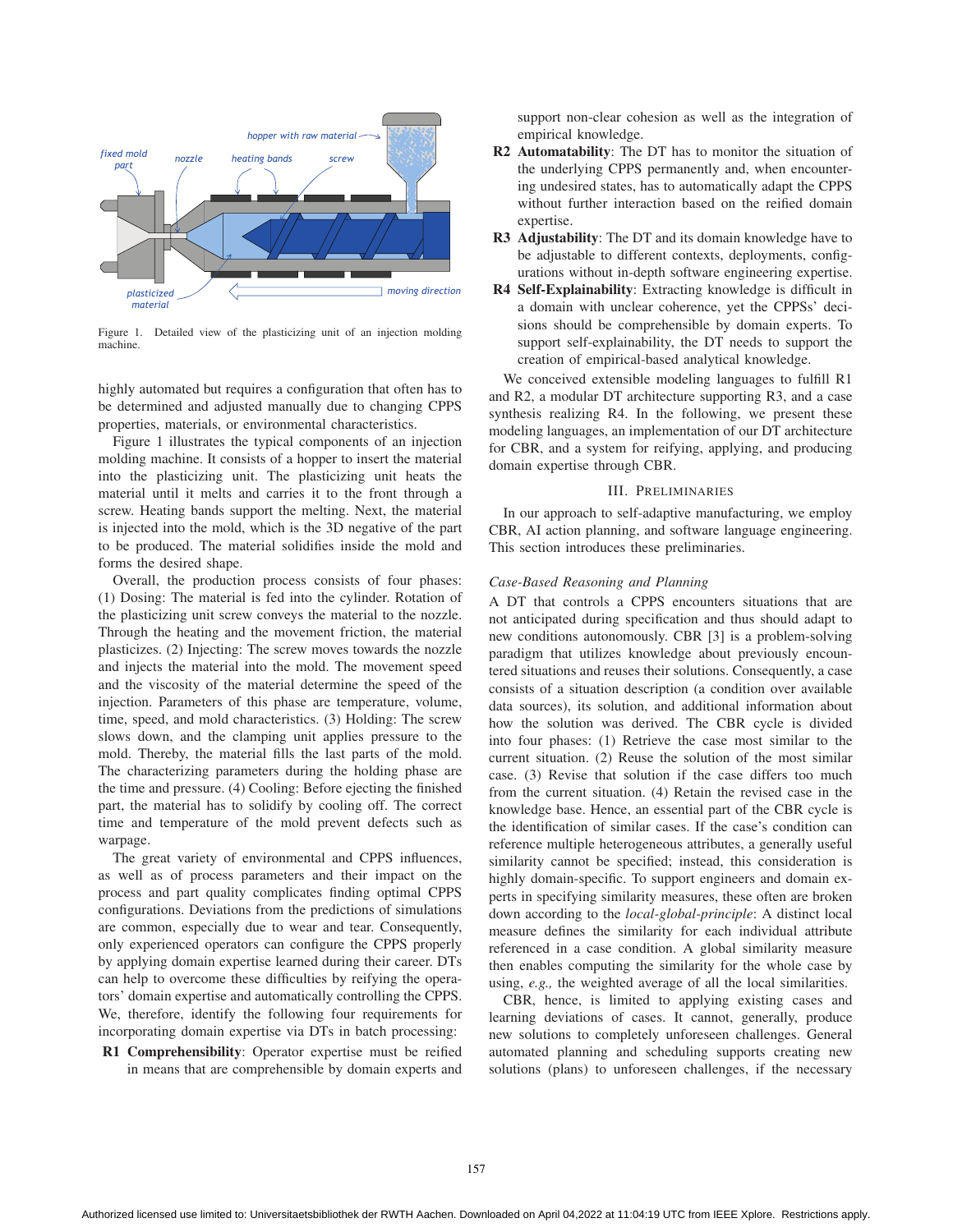Figure 1. Detailed view of the plasticizing unit of an injection molding machine.

highly automated but requires a configuration that often has to be determined and adjusted manually due to changing CPPS properties, materials, or environmental characteristics.

Figure 1 illustrates the typical components of an injection molding machine. It consists of a hopper to insert the material into the plasticizing unit. The plasticizing unit heats the material until it melts and carries it to the front through a screw. Heating bands support the melting. Next, the material is injected into the mold, which is the 3D negative of the part to be produced. The material solidifies inside the mold and forms the desired shape.

Overall, the production process consists of four phases: (1) Dosing: The material is fed into the cylinder. Rotation of the plasticizing unit screw conveys the material to the nozzle. Through the heating and the movement friction, the material plasticizes. (2) Injecting: The screw moves towards the nozzle and injects the material into the mold. The movement speed and the viscosity of the material determine the speed of the injection. Parameters of this phase are temperature, volume, time, speed, and mold characteristics. (3) Holding: The screw slows down, and the clamping unit applies pressure to the mold. Thereby, the material fills the last parts of the mold. The characterizing parameters during the holding phase are the time and pressure. (4) Cooling: Before ejecting the finished part, the material has to solidify by cooling off. The correct time and temperature of the mold prevent defects such as warpage.

The great variety of environmental and CPPS influences, as well as of process parameters and their impact on the process and part quality complicates finding optimal CPPS configurations. Deviations from the predictions of simulations are common, especially due to wear and tear. Consequently, only experienced operators can configure the CPPS properly by applying domain expertise learned during their career. DTs can help to overcome these difficulties by reifying the operators' domain expertise and automatically controlling the CPPS. We, therefore, identify the following four requirements for incorporating domain expertise via DTs in batch processing:

**R1** **Comprehensibility**: Operator expertise must be reified in means that are comprehensible by domain experts and support non-clear cohesion as well as the integration of empirical knowledge.

**R2** **Automatability**: The DT has to monitor the situation of the underlying CPPS permanently and, when encountering undesired states, has to automatically adapt the CPPS without further interaction based on the reified domain expertise.

**R3** **Adjustability**: The DT and its domain knowledge have to be adjustable to different contexts, deployments, configurations without in-depth software engineering expertise.

**R4** **Self-Explainability**: Extracting knowledge is difficult in a domain with unclear coherence, yet the CPPSs' decisions should be comprehensible by domain experts. To support self-explainability, the DT needs to support the creation of empirical-based analytical knowledge.

We conceived extensible modeling languages to fulfill R1 and R2, a modular DT architecture supporting R3, and a case synthesis realizing R4. In the following, we present these modeling languages, an implementation of our DT architecture for CBR, and a system for reifying, applying, and producing domain expertise through CBR.

## III. Preliminaries

In our approach to self-adaptive manufacturing, we employ CBR, AI action planning, and software language engineering. This section introduces these preliminaries.

### *Case-Based Reasoning and Planning*

A DT that controls a CPPS encounters situations that are not anticipated during specification and thus should adapt to new conditions autonomously. CBR [3] is a problem-solving paradigm that utilizes knowledge about previously encountered situations and reuses their solutions. Consequently, a case consists of a situation description (a condition over available data sources), its solution, and additional information about how the solution was derived. The CBR cycle is divided into four phases: (1) Retrieve the case most similar to the current situation. (2) Reuse the solution of the most similar case. (3) Revise that solution if the case differs too much from the current situation. (4) Retain the revised case in the knowledge base. Hence, an essential part of the CBR cycle is the identification of similar cases. If the case's condition can reference multiple heterogeneous attributes, a generally useful similarity cannot be specified; instead, this consideration is highly domain-specific. To support engineers and domain experts in specifying similarity measures, these often are broken down according to the *local-global-principle*: A distinct local measure defines the similarity for each individual attribute referenced in a case condition. A global similarity measure then enables computing the similarity for the whole case by using, *e.g.,* the weighted average of all the local similarities.

CBR, hence, is limited to applying existing cases and learning deviations of cases. It cannot, generally, produce new solutions to completely unforeseen challenges. General automated planning and scheduling supports creating new solutions (plans) to unforeseen challenges, if the necessary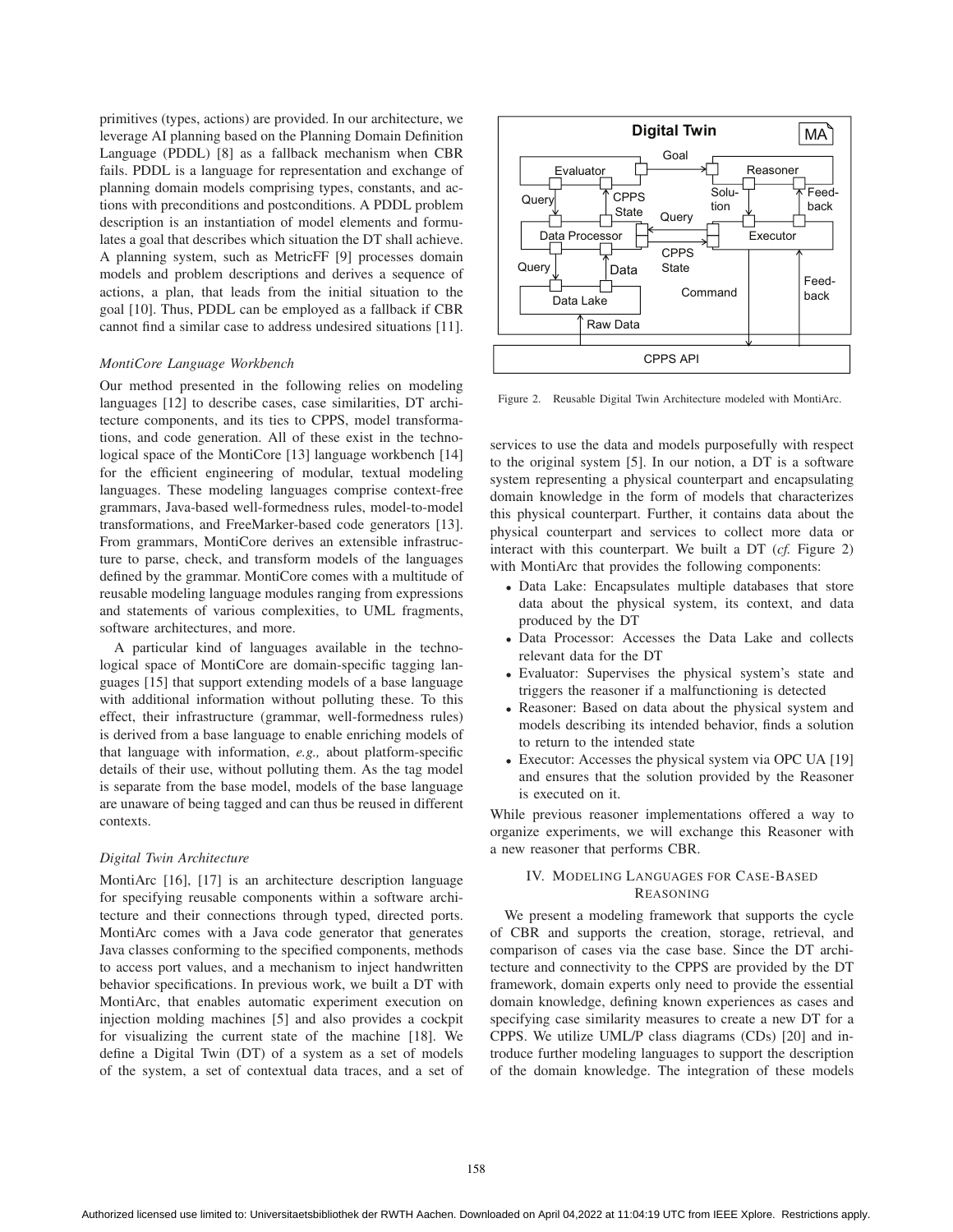primitives (types, actions) are provided. In our architecture, we leverage AI planning based on the Planning Domain Definition Language (PDDL) [8] as a fallback mechanism when CBR fails. PDDL is a language for representation and exchange of planning domain models comprising types, constants, and actions with preconditions and postconditions. A PDDL problem description is an instantiation of model elements and formulates a goal that describes which situation the DT shall achieve. A planning system, such as MetricFF [9] processes domain models and problem descriptions and derives a sequence of actions, a plan, that leads from the initial situation to the goal [10]. Thus, PDDL can be employed as a fallback if CBR cannot find a similar case to address undesired situations [11].

### *MontiCore Language Workbench*

Our method presented in the following relies on modeling languages [12] to describe cases, case similarities, DT architecture components, and its ties to CPPS, model transformations, and code generation. All of these exist in the technological space of the MontiCore [13] language workbench [14] for the efficient engineering of modular, textual modeling languages. These modeling languages comprise context-free grammars, Java-based well-formedness rules, model-to-model transformations, and FreeMarker-based code generators [13]. From grammars, MontiCore derives an extensible infrastructure to parse, check, and transform models of the languages defined by the grammar. MontiCore comes with a multitude of reusable modeling language modules ranging from expressions and statements of various complexities, to UML fragments, software architectures, and more.

A particular kind of languages available in the technological space of MontiCore are domain-specific tagging languages [15] that support extending models of a base language with additional information without polluting these. To this effect, their infrastructure (grammar, well-formedness rules) is derived from a base language to enable enriching models of that language with information, *e.g.,* about platform-specific details of their use, without polluting them. As the tag model is separate from the base model, models of the base language are unaware of being tagged and can thus be reused in different contexts.

### *Digital Twin Architecture*

MontiArc [16], [17] is an architecture description language for specifying reusable components within a software architecture and their connections through typed, directed ports. MontiArc comes with a Java code generator that generates Java classes conforming to the specified components, methods to access port values, and a mechanism to inject handwritten behavior specifications. In previous work, we built a DT with MontiArc, that enables automatic experiment execution on injection molding machines [5] and also provides a cockpit for visualizing the current state of the machine [18]. We define a Digital Twin (DT) of a system as a set of models of the system, a set of contextual data traces, and a set of services to use the data and models purposefully with respect to the original system [5]. In our notion, a DT is a software system representing a physical counterpart and encapsulating domain knowledge in the form of models that characterizes this physical counterpart. Further, it contains data about the physical counterpart and services to collect more data or interact with this counterpart. We built a DT (*cf.* Figure 2) with MontiArc that provides the following components:

Figure 2. Reusable Digital Twin Architecture modeled with MontiArc.

- Data Lake: Encapsulates multiple databases that store data about the physical system, its context, and data produced by the DT
- Data Processor: Accesses the Data Lake and collects relevant data for the DT
- Evaluator: Supervises the physical system's state and triggers the reasoner if a malfunctioning is detected
- Reasoner: Based on data about the physical system and models describing its intended behavior, finds a solution to return to the intended state
- Executor: Accesses the physical system via OPC UA [19] and ensures that the solution provided by the Reasoner is executed on it.

While previous reasoner implementations offered a way to organize experiments, we will exchange this Reasoner with a new reasoner that performs CBR.

## IV. Modeling Languages for Case-Based Reasoning

We present a modeling framework that supports the cycle of CBR and supports the creation, storage, retrieval, and comparison of cases via the case base. Since the DT architecture and connectivity to the CPPS are provided by the DT framework, domain experts only need to provide the essential domain knowledge, defining known experiences as cases and specifying case similarity measures to create a new DT for a CPPS. We utilize UML/P class diagrams (CDs) [20] and introduce further modeling languages to support the description of the domain knowledge. The integration of these models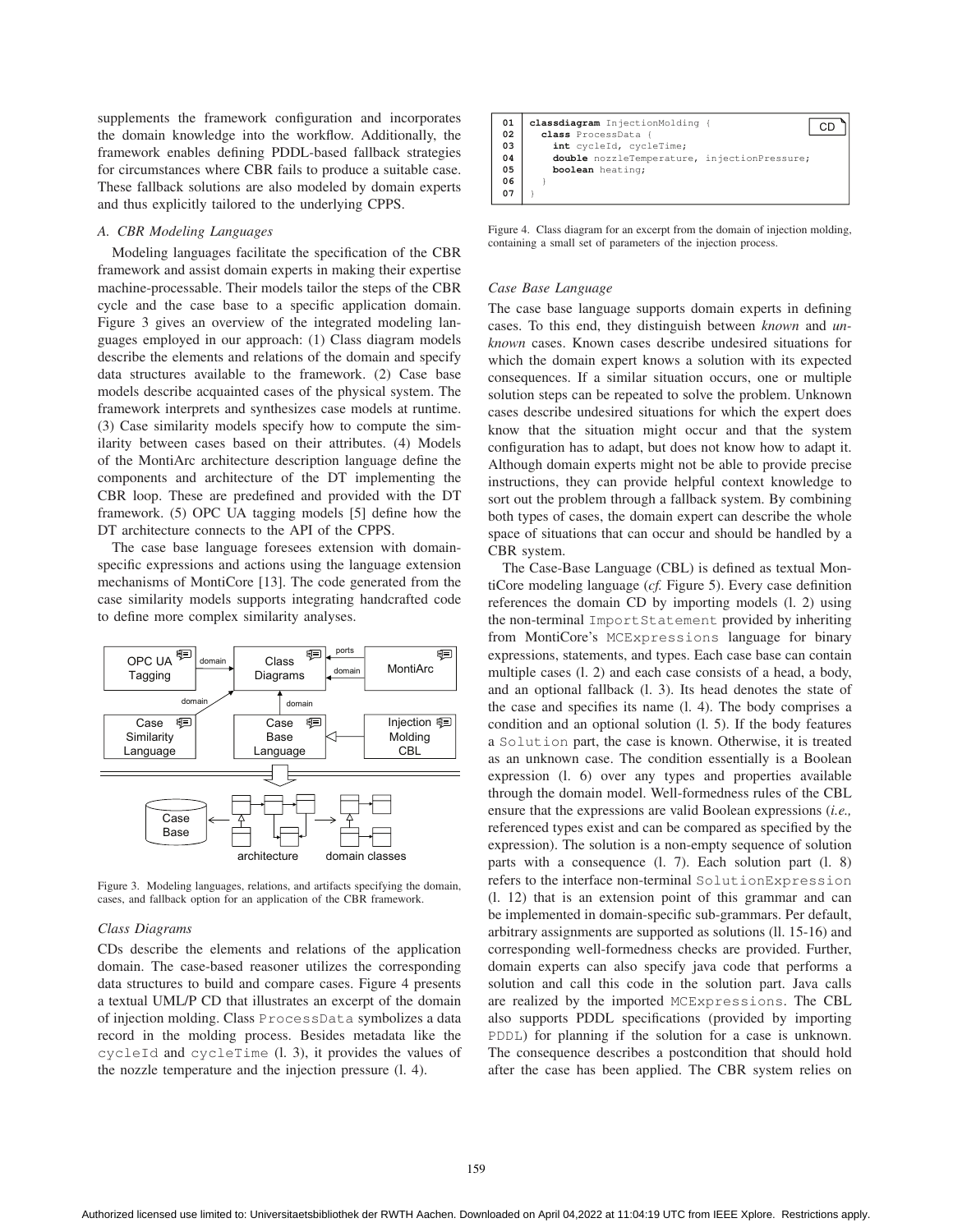supplements the framework configuration and incorporates the domain knowledge into the workflow. Additionally, the framework enables defining PDDL-based fallback strategies for circumstances where CBR fails to produce a suitable case. These fallback solutions are also modeled by domain experts and thus explicitly tailored to the underlying CPPS.

### A. CBR Modeling Languages

Modeling languages facilitate the specification of the CBR framework and assist domain experts in making their expertise machine-processable. Their models tailor the steps of the CBR cycle and the case base to a specific application domain. Figure 3 gives an overview of the integrated modeling languages employed in our approach: (1) Class diagram models describe the elements and relations of the domain and specify data structures available to the framework. (2) Case base models describe acquainted cases of the physical system. The framework interprets and synthesizes case models at runtime. (3) Case similarity models specify how to compute the similarity between cases based on their attributes. (4) Models of the MontiArc architecture description language define the components and architecture of the DT implementing the CBR loop. These are predefined and provided with the DT framework. (5) OPC UA tagging models [5] define how the DT architecture connects to the API of the CPPS.

The case base language foresees extension with domain-specific expressions and actions using the language extension mechanisms of MontiCore [13]. The code generated from the case similarity models supports integrating handcrafted code to define more complex similarity analyses.

Figure 3. Modeling languages, relations, and artifacts specifying the domain, cases, and fallback option for an application of the CBR framework.

#### Class Diagrams

CDs describe the elements and relations of the application domain. The case-based reasoner utilizes the corresponding data structures to build and compare cases. Figure 4 presents a textual UML/P CD that illustrates an excerpt of the domain of injection molding. Class `ProcessData` symbolizes a data record in the molding process. Besides metadata like the `cycleId` and `cycleTime` (l. 3), it provides the values of the nozzle temperature and the injection pressure (l. 4).

```
01  classdiagram InjectionMolding {                                  CD
02    class ProcessData {
03      int cycleId, cycleTime;
04      double nozzleTemperature, injectionPressure;
05      boolean heating;
06    }
07  }
```

Figure 4. Class diagram for an excerpt from the domain of injection molding, containing a small set of parameters of the injection process.

#### Case Base Language

The case base language supports domain experts in defining cases. To this end, they distinguish between *known* and *unknown* cases. Known cases describe undesired situations for which the domain expert knows a solution with its expected consequences. If a similar situation occurs, one or multiple solution steps can be repeated to solve the problem. Unknown cases describe undesired situations for which the expert does know that the situation might occur and that the system configuration has to adapt, but does not know how to adapt it. Although domain experts might not be able to provide precise instructions, they can provide helpful context knowledge to sort out the problem through a fallback system. By combining both types of cases, the domain expert can describe the whole space of situations that can occur and should be handled by a CBR system.

The Case-Base Language (CBL) is defined as textual MontiCore modeling language (*cf.* Figure 5). Every case definition references the domain CD by importing models (l. 2) using the non-terminal `ImportStatement` provided by inheriting from MontiCore's `MCExpressions` language for binary expressions, statements, and types. Each case base can contain multiple cases (l. 2) and each case consists of a head, a body, and an optional fallback (l. 3). Its head denotes the state of the case and specifies its name (l. 4). The body comprises a condition and an optional solution (l. 5). If the body features a `Solution` part, the case is known. Otherwise, it is treated as an unknown case. The condition essentially is a Boolean expression (l. 6) over any types and properties available through the domain model. Well-formedness rules of the CBL ensure that the expressions are valid Boolean expressions (*i.e.,* referenced types exist and can be compared as specified by the expression). The solution is a non-empty sequence of solution parts with a consequence (l. 7). Each solution part (l. 8) refers to the interface non-terminal `SolutionExpression` (l. 12) that is an extension point of this grammar and can be implemented in domain-specific sub-grammars. Per default, arbitrary assignments are supported as solutions (ll. 15-16) and corresponding well-formedness checks are provided. Further, domain experts can also specify java code that performs a solution and call this code in the solution part. Java calls are realized by the imported `MCExpressions`. The CBL also supports PDDL specifications (provided by importing `PDDL`) for planning if the solution for a case is unknown. The consequence describes a postcondition that should hold after the case has been applied. The CBR system relies on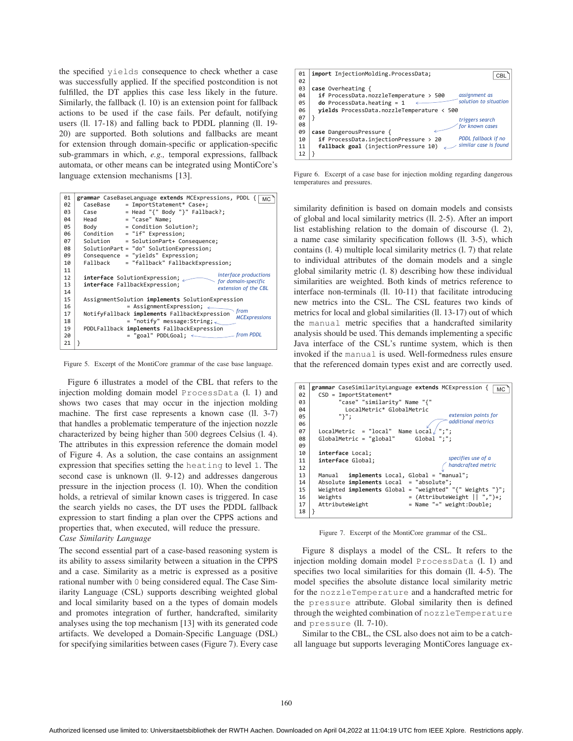the specified `yields` consequence to check whether a case was successfully applied. If the specified postcondition is not fulfilled, the DT applies this case less likely in the future. Similarly, the fallback (l. 10) is an extension point for fallback actions to be used if the case fails. Per default, notifying users (ll. 17-18) and falling back to PDDL planning (ll. 19-20) are supported. Both solutions and fallbacks are meant for extension through domain-specific or application-specific sub-grammars in which, *e.g.,* temporal expressions, fallback automata, or other means can be integrated using MontiCore's language extension mechanisms [13].

```
01 grammar CaseBaseLanguage extends MCExpressions, PDDL {     [MC]
02   CaseBase     = ImportStatement* Case+;
03   Case         = Head "{" Body "}" Fallback?;
04   Head         = "case" Name;
05   Body         = Condition Solution?;
06   Condition    = "if" Expression;
07   Solution     = SolutionPart+ Consequence;
08   SolutionPart = "do" SolutionExpression;
09   Consequence  = "yields" Expression;
10   Fallback     = "fallback" FallbackExpression;
11
12   interface SolutionExpression;      <- interface productions
13   interface FallbackExpression;         for domain-specific
14                                         extension of the CBL
15   AssignmentSolution implements SolutionExpression
16                = AssignmentExpression;      <- from
17   NotifyFallback implements FallbackExpression    MCExpressions
18                = "notify" message:String;   <-
19   PDDLFallback implements FallbackExpression
20                = "goal" PDDLGoal;           <- from PDDL
21 }
```

Figure 5. Excerpt of the MontiCore grammar of the case base language.

Figure 6 illustrates a model of the CBL that refers to the injection molding domain model `ProcessData` (l. 1) and shows two cases that may occur in the injection molding machine. The first case represents a known case (ll. 3-7) that handles a problematic temperature of the injection nozzle characterized by being higher than 500 degrees Celsius (l. 4). The attributes in this expression reference the domain model of Figure 4. As a solution, the case contains an assignment expression that specifies setting the `heating` to level 1. The second case is unknown (ll. 9-12) and addresses dangerous pressure in the injection process (l. 10). When the condition holds, a retrieval of similar known cases is triggered. In case the search yields no cases, the DT uses the PDDL fallback expression to start finding a plan over the CPPS actions and properties that, when executed, will reduce the pressure.

*Case Similarity Language*

The second essential part of a case-based reasoning system is its ability to assess similarity between a situation in the CPPS and a case. Similarity as a metric is expressed as a positive rational number with 0 being considered equal. The Case Similarity Language (CSL) supports describing weighted global and local similarity based on a the types of domain models and promotes integration of further, handcrafted, similarity analyses using the top mechanism [13] with its generated code artifacts. We developed a Domain-Specific Language (DSL) for specifying similarities between cases (Figure 7). Every case

```
01 import InjectionMolding.ProcessData;                        [CBL]
02
03 case Overheating {
04   if ProcessData.nozzleTemperature > 500      assignment as
05   do ProcessData.heating = 1             <-   solution to situation
06   yields ProcessData.nozzleTemperature < 500
07 }                                             triggers search
08                                               for known cases
09 case DangerousPressure {                 <-
10   if ProcessData.injectionPressure > 20       PDDL fallback if no
11   fallback goal (injectionPressure 10)   <-   similar case is found
12 }
```

Figure 6. Excerpt of a case base for injection molding regarding dangerous temperatures and pressures.

similarity definition is based on domain models and consists of global and local similarity metrics (ll. 2-5). After an import list establishing relation to the domain of discourse (l. 2), a name case similarity specification follows (ll. 3-5), which contains (l. 4) multiple local similarity metrics (l. 7) that relate to individual attributes of the domain models and a single global similarity metric (l. 8) describing how these individual similarities are weighted. Both kinds of metrics reference to interface non-terminals (ll. 10-11) that facilitate introducing new metrics into the CSL. The CSL features two kinds of metrics for local and global similarities (ll. 13-17) out of which the `manual` metric specifies that a handcrafted similarity analysis should be used. This demands implementing a specific Java interface of the CSL's runtime system, which is then invoked if the `manual` is used. Well-formedness rules ensure that the referenced domain types exist and are correctly used.

```
01 grammar CaseSimilarityLanguage extends MCExpression {       [MC]
02   CSD = ImportStatement*
03         "case" "similarity" Name "{"
04           LocalMetric* GlobalMetric
05         "}";                                  extension points for
06                                               additional metrics
07   LocalMetric  = "local"  Name Local  ";";
08   GlobalMetric = "global"      Global ";";
09
10   interface Local;
11   interface Global;                           specifies use of a
12                                               handcrafted metric
13   Manual   implements Local, Global = "manual";
14   Absolute implements Local  = "absolute";
15   Weighted implements Global = "weighted" "{" Weights "}";
16   Weights                    = (AttributeWeight || ",")+;
17   AttributeWeight            = Name "=" weight:Double;
18 }
```

Figure 7. Excerpt of the MontiCore grammar of the CSL.

Figure 8 displays a model of the CSL. It refers to the injection molding domain model `ProcessData` (l. 1) and specifies two local similarities for this domain (ll. 4-5). The model specifies the absolute distance local similarity metric for the `nozzleTemperature` and a handcrafted metric for the `pressure` attribute. Global similarity then is defined through the weighted combination of `nozzleTemperature` and `pressure` (ll. 7-10).

Similar to the CBL, the CSL also does not aim to be a catch-all language but supports leveraging MontiCores language ex-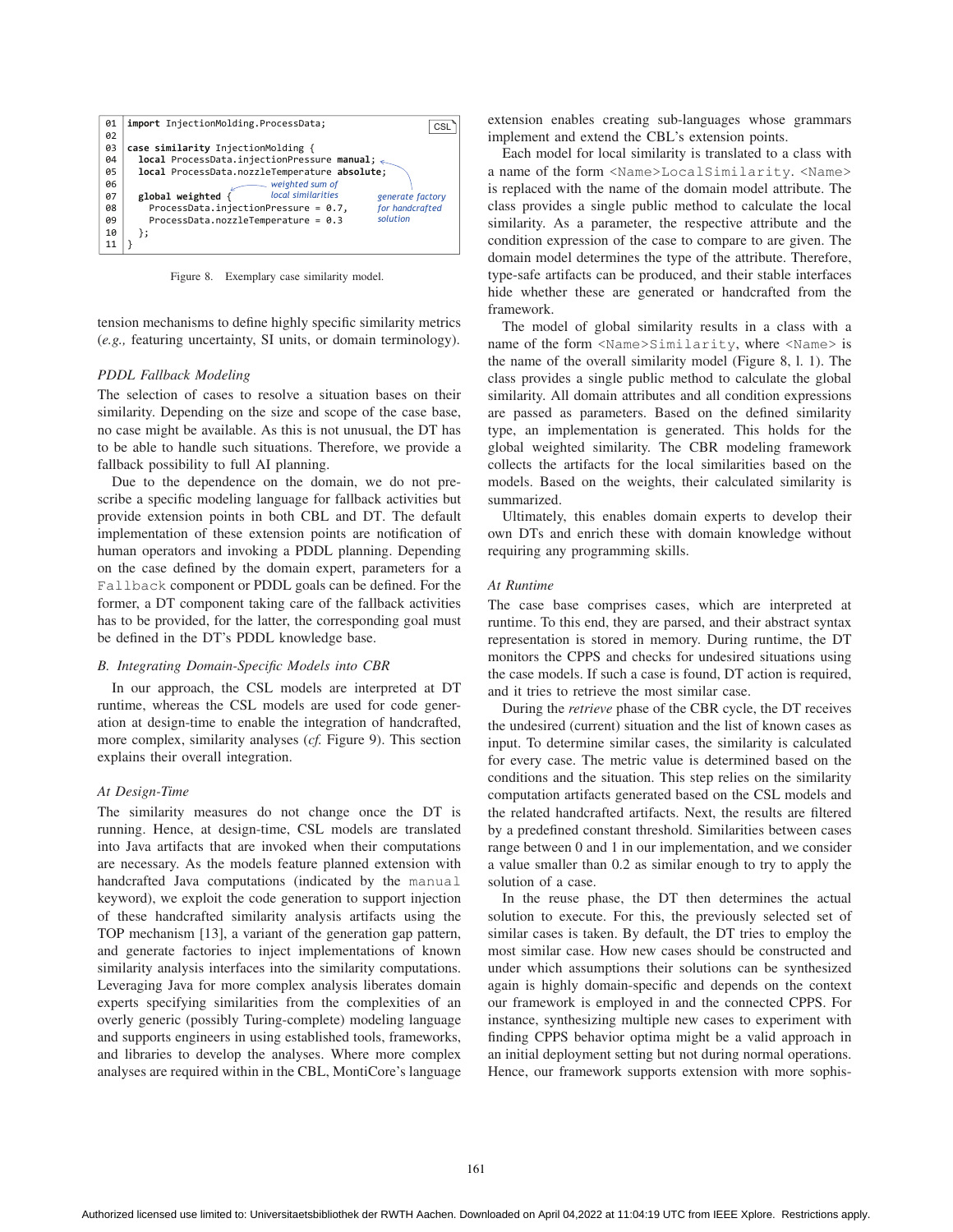```
01 import InjectionMolding.ProcessData;                         CSL
02
03 case similarity InjectionMolding {
04   local ProcessData.injectionPressure manual;
05   local ProcessData.nozzleTemperature absolute;
06                                    weighted sum of
07   global weighted {                local similarities      generate factory
08     ProcessData.injectionPressure = 0.7,                   for handcrafted
09     ProcessData.nozzleTemperature = 0.3                    solution
10   };
11 }
```

Figure 8. Exemplary case similarity model.

tension mechanisms to define highly specific similarity metrics (*e.g.,* featuring uncertainty, SI units, or domain terminology).

*PDDL Fallback Modeling*

The selection of cases to resolve a situation bases on their similarity. Depending on the size and scope of the case base, no case might be available. As this is not unusual, the DT has to be able to handle such situations. Therefore, we provide a fallback possibility to full AI planning.

Due to the dependence on the domain, we do not prescribe a specific modeling language for fallback activities but provide extension points in both CBL and DT. The default implementation of these extension points are notification of human operators and invoking a PDDL planning. Depending on the case defined by the domain expert, parameters for a `Fallback` component or PDDL goals can be defined. For the former, a DT component taking care of the fallback activities has to be provided, for the latter, the corresponding goal must be defined in the DT's PDDL knowledge base.

### B. Integrating Domain-Specific Models into CBR

In our approach, the CSL models are interpreted at DT runtime, whereas the CSL models are used for code generation at design-time to enable the integration of handcrafted, more complex, similarity analyses (*cf.* Figure 9). This section explains their overall integration.

*At Design-Time*

The similarity measures do not change once the DT is running. Hence, at design-time, CSL models are translated into Java artifacts that are invoked when their computations are necessary. As the models feature planned extension with handcrafted Java computations (indicated by the `manual` keyword), we exploit the code generation to support injection of these handcrafted similarity analysis artifacts using the TOP mechanism [13], a variant of the generation gap pattern, and generate factories to inject implementations of known similarity analysis interfaces into the similarity computations. Leveraging Java for more complex analysis liberates domain experts specifying similarities from the complexities of an overly generic (possibly Turing-complete) modeling language and supports engineers in using established tools, frameworks, and libraries to develop the analyses. Where more complex analyses are required within in the CBL, MontiCore's language extension enables creating sub-languages whose grammars implement and extend the CBL's extension points.

Each model for local similarity is translated to a class with a name of the form `<Name>LocalSimilarity`. `<Name>` is replaced with the name of the domain model attribute. The class provides a single public method to calculate the local similarity. As a parameter, the respective attribute and the condition expression of the case to compare to are given. The domain model determines the type of the attribute. Therefore, type-safe artifacts can be produced, and their stable interfaces hide whether these are generated or handcrafted from the framework.

The model of global similarity results in a class with a name of the form `<Name>Similarity`, where `<Name>` is the name of the overall similarity model (Figure 8, l. 1). The class provides a single public method to calculate the global similarity. All domain attributes and all condition expressions are passed as parameters. Based on the defined similarity type, an implementation is generated. This holds for the global weighted similarity. The CBR modeling framework collects the artifacts for the local similarities based on the models. Based on the weights, their calculated similarity is summarized.

Ultimately, this enables domain experts to develop their own DTs and enrich these with domain knowledge without requiring any programming skills.

*At Runtime*

The case base comprises cases, which are interpreted at runtime. To this end, they are parsed, and their abstract syntax representation is stored in memory. During runtime, the DT monitors the CPPS and checks for undesired situations using the case models. If such a case is found, DT action is required, and it tries to retrieve the most similar case.

During the *retrieve* phase of the CBR cycle, the DT receives the undesired (current) situation and the list of known cases as input. To determine similar cases, the similarity is calculated for every case. The metric value is determined based on the conditions and the situation. This step relies on the similarity computation artifacts generated based on the CSL models and the related handcrafted artifacts. Next, the results are filtered by a predefined constant threshold. Similarities between cases range between 0 and 1 in our implementation, and we consider a value smaller than 0.2 as similar enough to try to apply the solution of a case.

In the reuse phase, the DT then determines the actual solution to execute. For this, the previously selected set of similar cases is taken. By default, the DT tries to employ the most similar case. How new cases should be constructed and under which assumptions their solutions can be synthesized again is highly domain-specific and depends on the context our framework is employed in and the connected CPPS. For instance, synthesizing multiple new cases to experiment with finding CPPS behavior optima might be a valid approach in an initial deployment setting but not during normal operations. Hence, our framework supports extension with more sophis-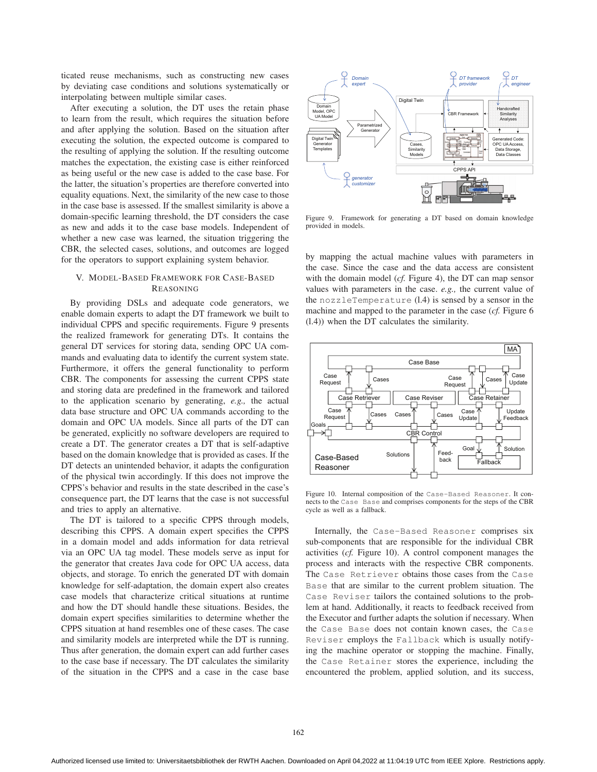ticated reuse mechanisms, such as constructing new cases by deviating case conditions and solutions systematically or interpolating between multiple similar cases.

After executing a solution, the DT uses the retain phase to learn from the result, which requires the situation before and after applying the solution. Based on the situation after executing the solution, the expected outcome is compared to the resulting of applying the solution. If the resulting outcome matches the expectation, the existing case is either reinforced as being useful or the new case is added to the case base. For the latter, the situation's properties are therefore converted into equality equations. Next, the similarity of the new case to those in the case base is assessed. If the smallest similarity is above a domain-specific learning threshold, the DT considers the case as new and adds it to the case base models. Independent of whether a new case was learned, the situation triggering the CBR, the selected cases, solutions, and outcomes are logged for the operators to support explaining system behavior.

## V. Model-Based Framework for Case-Based Reasoning

By providing DSLs and adequate code generators, we enable domain experts to adapt the DT framework we built to individual CPPS and specific requirements. Figure 9 presents the realized framework for generating DTs. It contains the general DT services for storing data, sending OPC UA commands and evaluating data to identify the current system state. Furthermore, it offers the general functionality to perform CBR. The components for assessing the current CPPS state and storing data are predefined in the framework and tailored to the application scenario by generating, *e.g.,* the actual data base structure and OPC UA commands according to the domain and OPC UA models. Since all parts of the DT can be generated, explicitly no software developers are required to create a DT. The generator creates a DT that is self-adaptive based on the domain knowledge that is provided as cases. If the DT detects an unintended behavior, it adapts the configuration of the physical twin accordingly. If this does not improve the CPPS's behavior and results in the state described in the case's consequence part, the DT learns that the case is not successful and tries to apply an alternative.

The DT is tailored to a specific CPPS through models, describing this CPPS. A domain expert specifies the CPPS in a domain model and adds information for data retrieval via an OPC UA tag model. These models serve as input for the generator that creates Java code for OPC UA access, data objects, and storage. To enrich the generated DT with domain knowledge for self-adaptation, the domain expert also creates case models that characterize critical situations at runtime and how the DT should handle these situations. Besides, the domain expert specifies similarities to determine whether the CPPS situation at hand resembles one of these cases. The case and similarity models are interpreted while the DT is running. Thus after generation, the domain expert can add further cases to the case base if necessary. The DT calculates the similarity of the situation in the CPPS and a case in the case base by mapping the actual machine values with parameters in the case. Since the case and the data access are consistent with the domain model (*cf.* Figure 4), the DT can map sensor values with parameters in the case. *e.g.,* the current value of the `nozzleTemperature` (l.4) is sensed by a sensor in the machine and mapped to the parameter in the case (*cf.* Figure 6 (l.4)) when the DT calculates the similarity.

Figure 9. Framework for generating a DT based on domain knowledge provided in models.

Figure 10. Internal composition of the `Case-Based Reasoner`. It connects to the `Case Base` and comprises components for the steps of the CBR cycle as well as a fallback.

Internally, the `Case-Based Reasoner` comprises six sub-components that are responsible for the individual CBR activities (*cf.* Figure 10). A control component manages the process and interacts with the respective CBR components. The `Case Retriever` obtains those cases from the `Case Base` that are similar to the current problem situation. The `Case Reviser` tailors the contained solutions to the problem at hand. Additionally, it reacts to feedback received from the Executor and further adapts the solution if necessary. When the `Case Base` does not contain known cases, the `Case Reviser` employs the `Fallback` which is usually notifying the machine operator or stopping the machine. Finally, the `Case Retainer` stores the experience, including the encountered the problem, applied solution, and its success,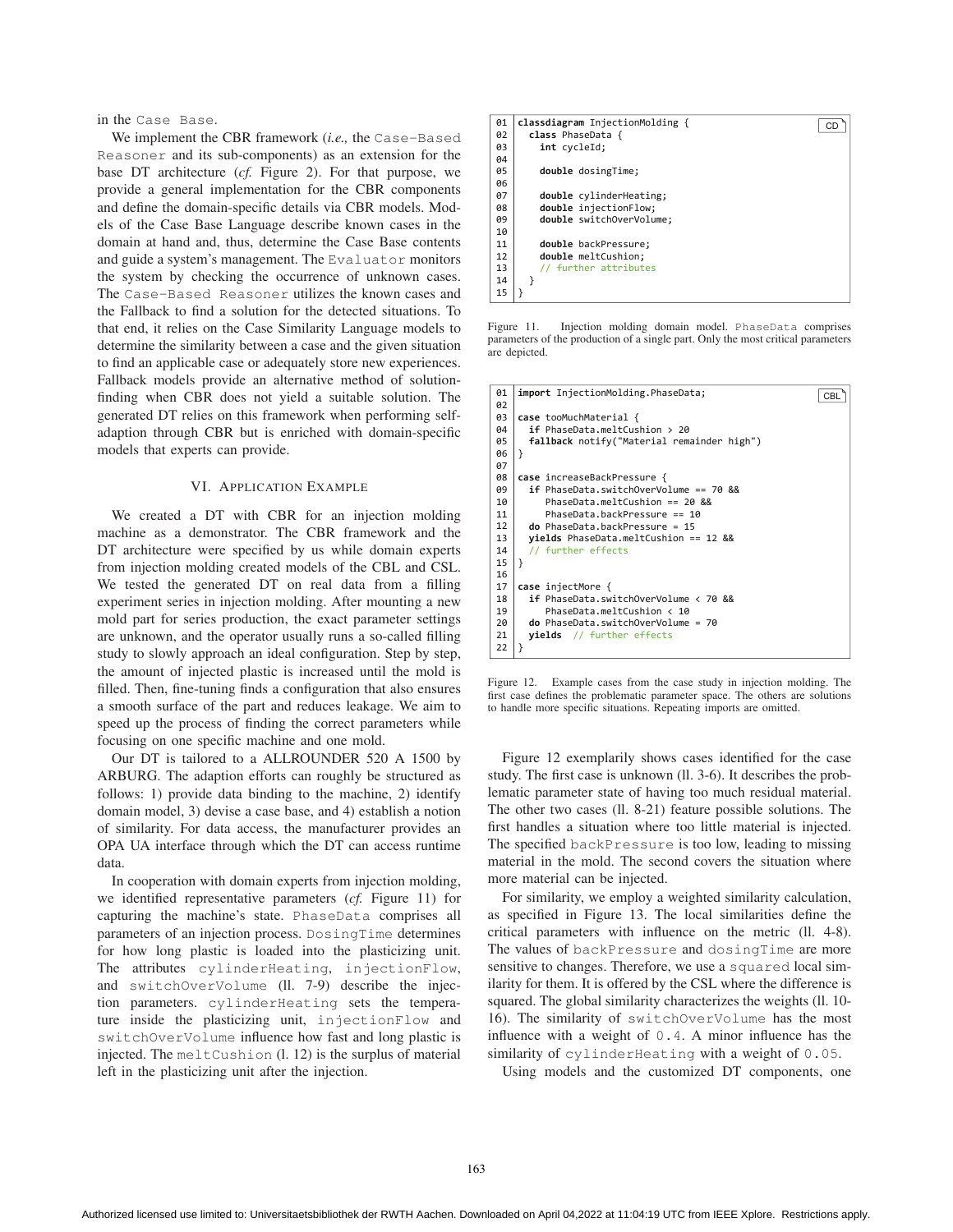in the Case Base.

We implement the CBR framework (*i.e.,* the Case-Based Reasoner and its sub-components) as an extension for the base DT architecture (*cf.* Figure 2). For that purpose, we provide a general implementation for the CBR components and define the domain-specific details via CBR models. Models of the Case Base Language describe known cases in the domain at hand and, thus, determine the Case Base contents and guide a system's management. The Evaluator monitors the system by checking the occurrence of unknown cases. The Case-Based Reasoner utilizes the known cases and the Fallback to find a solution for the detected situations. To that end, it relies on the Case Similarity Language models to determine the similarity between a case and the given situation to find an applicable case or adequately store new experiences. Fallback models provide an alternative method of solution-finding when CBR does not yield a suitable solution. The generated DT relies on this framework when performing self-adaption through CBR but is enriched with domain-specific models that experts can provide.

## VI. Application Example

We created a DT with CBR for an injection molding machine as a demonstrator. The CBR framework and the DT architecture were specified by us while domain experts from injection molding created models of the CBL and CSL. We tested the generated DT on real data from a filling experiment series in injection molding. After mounting a new mold part for series production, the exact parameter settings are unknown, and the operator usually runs a so-called filling study to slowly approach an ideal configuration. Step by step, the amount of injected plastic is increased until the mold is filled. Then, fine-tuning finds a configuration that also ensures a smooth surface of the part and reduces leakage. We aim to speed up the process of finding the correct parameters while focusing on one specific machine and one mold.

Our DT is tailored to a ALLROUNDER 520 A 1500 by ARBURG. The adaption efforts can roughly be structured as follows: 1) provide data binding to the machine, 2) identify domain model, 3) devise a case base, and 4) establish a notion of similarity. For data access, the manufacturer provides an OPA UA interface through which the DT can access runtime data.

In cooperation with domain experts from injection molding, we identified representative parameters (*cf.* Figure 11) for capturing the machine's state. PhaseData comprises all parameters of an injection process. DosingTime determines for how long plastic is loaded into the plasticizing unit. The attributes cylinderHeating, injectionFlow, and switchOverVolume (ll. 7-9) describe the injection parameters. cylinderHeating sets the temperature inside the plasticizing unit, injectionFlow and switchOverVolume influence how fast and long plastic is injected. The meltCushion (l. 12) is the surplus of material left in the plasticizing unit after the injection.

```
01 classdiagram InjectionMolding {                              CD
02   class PhaseData {
03     int cycleId;
04
05     double dosingTime;
06
07     double cylinderHeating;
08     double injectionFlow;
09     double switchOverVolume;
10
11     double backPressure;
12     double meltCushion;
13     // further attributes
14   }
15 }
```

Figure 11. Injection molding domain model. PhaseData comprises parameters of the production of a single part. Only the most critical parameters are depicted.

```
01 import InjectionMolding.PhaseData;                           CBL
02
03 case tooMuchMaterial {
04   if PhaseData.meltCushion > 20
05   fallback notify("Material remainder high")
06 }
07
08 case increaseBackPressure {
09   if PhaseData.switchOverVolume == 70 &&
10      PhaseData.meltCushion == 20 &&
11      PhaseData.backPressure == 10
12   do PhaseData.backPressure = 15
13   yields PhaseData.meltCushion == 12 &&
14   // further effects
15 }
16
17 case injectMore {
18   if PhaseData.switchOverVolume < 70 &&
19      PhaseData.meltCushion < 10
20   do PhaseData.switchOverVolume = 70
21   yields  // further effects
22 }
```

Figure 12. Example cases from the case study in injection molding. The first case defines the problematic parameter space. The others are solutions to handle more specific situations. Repeating imports are omitted.

Figure 12 exemplarily shows cases identified for the case study. The first case is unknown (ll. 3-6). It describes the problematic parameter state of having too much residual material. The other two cases (ll. 8-21) feature possible solutions. The first handles a situation where too little material is injected. The specified backPressure is too low, leading to missing material in the mold. The second covers the situation where more material can be injected.

For similarity, we employ a weighted similarity calculation, as specified in Figure 13. The local similarities define the critical parameters with influence on the metric (ll. 4-8). The values of backPressure and dosingTime are more sensitive to changes. Therefore, we use a squared local similarity for them. It is offered by the CSL where the difference is squared. The global similarity characterizes the weights (ll. 10-16). The similarity of switchOverVolume has the most influence with a weight of 0.4. A minor influence has the similarity of cylinderHeating with a weight of 0.05.

Using models and the customized DT components, one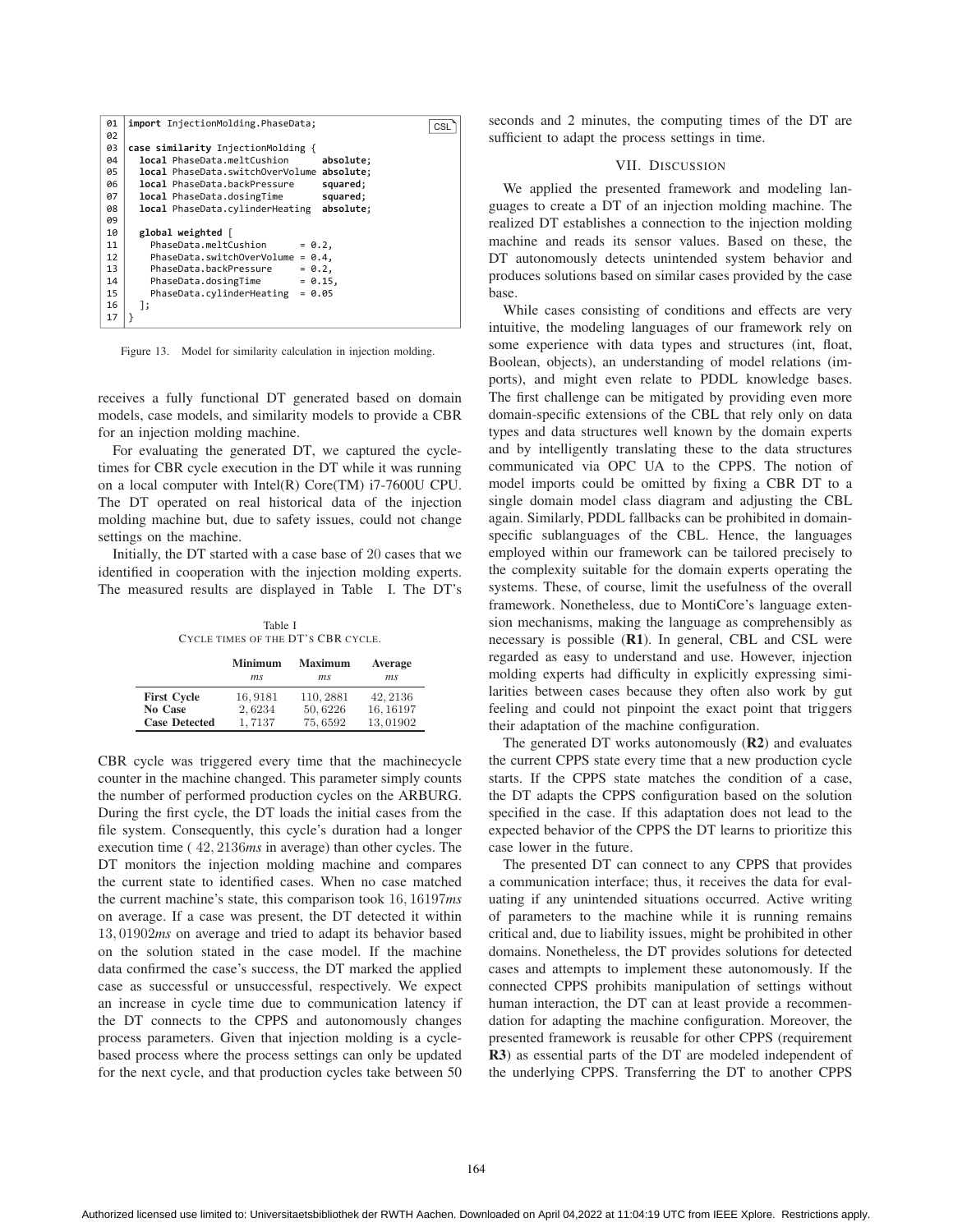```
01  import InjectionMolding.PhaseData;                                    CSL
02
03  case similarity InjectionMolding {
04    local PhaseData.meltCushion          absolute;
05    local PhaseData.switchOverVolume absolute;
06    local PhaseData.backPressure         squared;
07    local PhaseData.dosingTime           squared;
08    local PhaseData.cylinderHeating   absolute;
09
10    global weighted [
11      PhaseData.meltCushion       = 0.2,
12      PhaseData.switchOverVolume = 0.4,
13      PhaseData.backPressure      = 0.2,
14      PhaseData.dosingTime        = 0.15,
15      PhaseData.cylinderHeating  = 0.05
16    ];
17  }
```

Figure 13. Model for similarity calculation in injection molding.

receives a fully functional DT generated based on domain models, case models, and similarity models to provide a CBR for an injection molding machine.

For evaluating the generated DT, we captured the cycle-times for CBR cycle execution in the DT while it was running on a local computer with Intel(R) Core(TM) i7-7600U CPU. The DT operated on real historical data of the injection molding machine but, due to safety issues, could not change settings on the machine.

Initially, the DT started with a case base of 20 cases that we identified in cooperation with the injection molding experts. The measured results are displayed in Table I. The DT's

Table I
CYCLE TIMES OF THE DT'S CBR CYCLE.

| | Minimum *ms* | Maximum *ms* | Average *ms* |
|---|---|---|---|
| **First Cycle** | 16,9181 | 110,2881 | 42,2136 |
| **No Case** | 2,6234 | 50,6226 | 16,16197 |
| **Case Detected** | 1,7137 | 75,6592 | 13,01902 |

CBR cycle was triggered every time that the machinecycle counter in the machine changed. This parameter simply counts the number of performed production cycles on the ARBURG. During the first cycle, the DT loads the initial cases from the file system. Consequently, this cycle's duration had a longer execution time ( 42,2136*ms* in average) than other cycles. The DT monitors the injection molding machine and compares the current state to identified cases. When no case matched the current machine's state, this comparison took 16,16197*ms* on average. If a case was present, the DT detected it within 13,01902*ms* on average and tried to adapt its behavior based on the solution stated in the case model. If the machine data confirmed the case's success, the DT marked the applied case as successful or unsuccessful, respectively. We expect an increase in cycle time due to communication latency if the DT connects to the CPPS and autonomously changes process parameters. Given that injection molding is a cycle-based process where the process settings can only be updated for the next cycle, and that production cycles take between 50 seconds and 2 minutes, the computing times of the DT are sufficient to adapt the process settings in time.

## VII. DISCUSSION

We applied the presented framework and modeling languages to create a DT of an injection molding machine. The realized DT establishes a connection to the injection molding machine and reads its sensor values. Based on these, the DT autonomously detects unintended system behavior and produces solutions based on similar cases provided by the case base.

While cases consisting of conditions and effects are very intuitive, the modeling languages of our framework rely on some experience with data types and structures (int, float, Boolean, objects), an understanding of model relations (imports), and might even relate to PDDL knowledge bases. The first challenge can be mitigated by providing even more domain-specific extensions of the CBL that rely only on data types and data structures well known by the domain experts and by intelligently translating these to the data structures communicated via OPC UA to the CPPS. The notion of model imports could be omitted by fixing a CBR DT to a single domain model class diagram and adjusting the CBL again. Similarly, PDDL fallbacks can be prohibited in domain-specific sublanguages of the CBL. Hence, the languages employed within our framework can be tailored precisely to the complexity suitable for the domain experts operating the systems. These, of course, limit the usefulness of the overall framework. Nonetheless, due to MontiCore's language extension mechanisms, making the language as comprehensibly as necessary is possible (**R1**). In general, CBL and CSL were regarded as easy to understand and use. However, injection molding experts had difficulty in explicitly expressing similarities between cases because they often also work by gut feeling and could not pinpoint the exact point that triggers their adaptation of the machine configuration.

The generated DT works autonomously (**R2**) and evaluates the current CPPS state every time that a new production cycle starts. If the CPPS state matches the condition of a case, the DT adapts the CPPS configuration based on the solution specified in the case. If this adaptation does not lead to the expected behavior of the CPPS the DT learns to prioritize this case lower in the future.

The presented DT can connect to any CPPS that provides a communication interface; thus, it receives the data for evaluating if any unintended situations occurred. Active writing of parameters to the machine while it is running remains critical and, due to liability issues, might be prohibited in other domains. Nonetheless, the DT provides solutions for detected cases and attempts to implement these autonomously. If the connected CPPS prohibits manipulation of settings without human interaction, the DT can at least provide a recommendation for adapting the machine configuration. Moreover, the presented framework is reusable for other CPPS (requirement **R3**) as essential parts of the DT are modeled independent of the underlying CPPS. Transferring the DT to another CPPS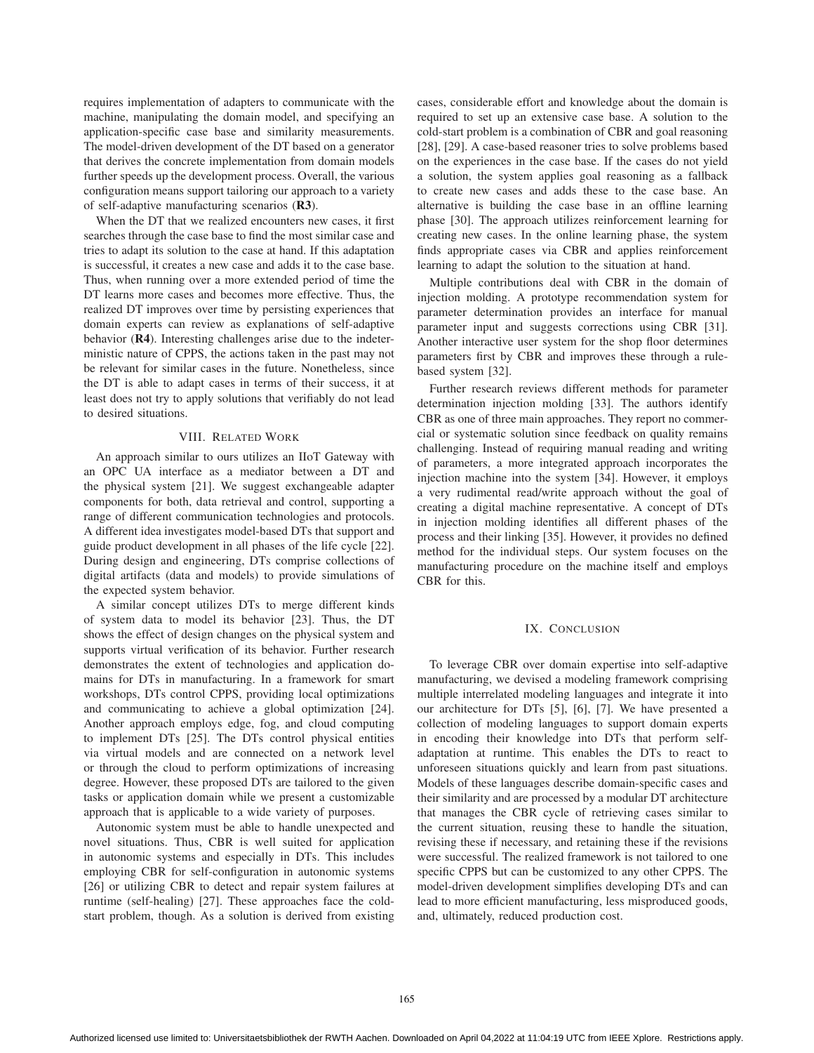requires implementation of adapters to communicate with the machine, manipulating the domain model, and specifying an application-specific case base and similarity measurements. The model-driven development of the DT based on a generator that derives the concrete implementation from domain models further speeds up the development process. Overall, the various configuration means support tailoring our approach to a variety of self-adaptive manufacturing scenarios (**R3**).

When the DT that we realized encounters new cases, it first searches through the case base to find the most similar case and tries to adapt its solution to the case at hand. If this adaptation is successful, it creates a new case and adds it to the case base. Thus, when running over a more extended period of time the DT learns more cases and becomes more effective. Thus, the realized DT improves over time by persisting experiences that domain experts can review as explanations of self-adaptive behavior (**R4**). Interesting challenges arise due to the indeterministic nature of CPPS, the actions taken in the past may not be relevant for similar cases in the future. Nonetheless, since the DT is able to adapt cases in terms of their success, it at least does not try to apply solutions that verifiably do not lead to desired situations.

## VIII. Related Work

An approach similar to ours utilizes an IIoT Gateway with an OPC UA interface as a mediator between a DT and the physical system [21]. We suggest exchangeable adapter components for both, data retrieval and control, supporting a range of different communication technologies and protocols. A different idea investigates model-based DTs that support and guide product development in all phases of the life cycle [22]. During design and engineering, DTs comprise collections of digital artifacts (data and models) to provide simulations of the expected system behavior.

A similar concept utilizes DTs to merge different kinds of system data to model its behavior [23]. Thus, the DT shows the effect of design changes on the physical system and supports virtual verification of its behavior. Further research demonstrates the extent of technologies and application domains for DTs in manufacturing. In a framework for smart workshops, DTs control CPPS, providing local optimizations and communicating to achieve a global optimization [24]. Another approach employs edge, fog, and cloud computing to implement DTs [25]. The DTs control physical entities via virtual models and are connected on a network level or through the cloud to perform optimizations of increasing degree. However, these proposed DTs are tailored to the given tasks or application domain while we present a customizable approach that is applicable to a wide variety of purposes.

Autonomic system must be able to handle unexpected and novel situations. Thus, CBR is well suited for application in autonomic systems and especially in DTs. This includes employing CBR for self-configuration in autonomic systems [26] or utilizing CBR to detect and repair system failures at runtime (self-healing) [27]. These approaches face the cold-start problem, though. As a solution is derived from existing cases, considerable effort and knowledge about the domain is required to set up an extensive case base. A solution to the cold-start problem is a combination of CBR and goal reasoning [28], [29]. A case-based reasoner tries to solve problems based on the experiences in the case base. If the cases do not yield a solution, the system applies goal reasoning as a fallback to create new cases and adds these to the case base. An alternative is building the case base in an offline learning phase [30]. The approach utilizes reinforcement learning for creating new cases. In the online learning phase, the system finds appropriate cases via CBR and applies reinforcement learning to adapt the solution to the situation at hand.

Multiple contributions deal with CBR in the domain of injection molding. A prototype recommendation system for parameter determination provides an interface for manual parameter input and suggests corrections using CBR [31]. Another interactive user system for the shop floor determines parameters first by CBR and improves these through a rule-based system [32].

Further research reviews different methods for parameter determination injection molding [33]. The authors identify CBR as one of three main approaches. They report no commercial or systematic solution since feedback on quality remains challenging. Instead of requiring manual reading and writing of parameters, a more integrated approach incorporates the injection machine into the system [34]. However, it employs a very rudimental read/write approach without the goal of creating a digital machine representative. A concept of DTs in injection molding identifies all different phases of the process and their linking [35]. However, it provides no defined method for the individual steps. Our system focuses on the manufacturing procedure on the machine itself and employs CBR for this.

## IX. Conclusion

To leverage CBR over domain expertise into self-adaptive manufacturing, we devised a modeling framework comprising multiple interrelated modeling languages and integrate it into our architecture for DTs [5], [6], [7]. We have presented a collection of modeling languages to support domain experts in encoding their knowledge into DTs that perform self-adaptation at runtime. This enables the DTs to react to unforeseen situations quickly and learn from past situations. Models of these languages describe domain-specific cases and their similarity and are processed by a modular DT architecture that manages the CBR cycle of retrieving cases similar to the current situation, reusing these to handle the situation, revising these if necessary, and retaining these if the revisions were successful. The realized framework is not tailored to one specific CPPS but can be customized to any other CPPS. The model-driven development simplifies developing DTs and can lead to more efficient manufacturing, less misproduced goods, and, ultimately, reduced production cost.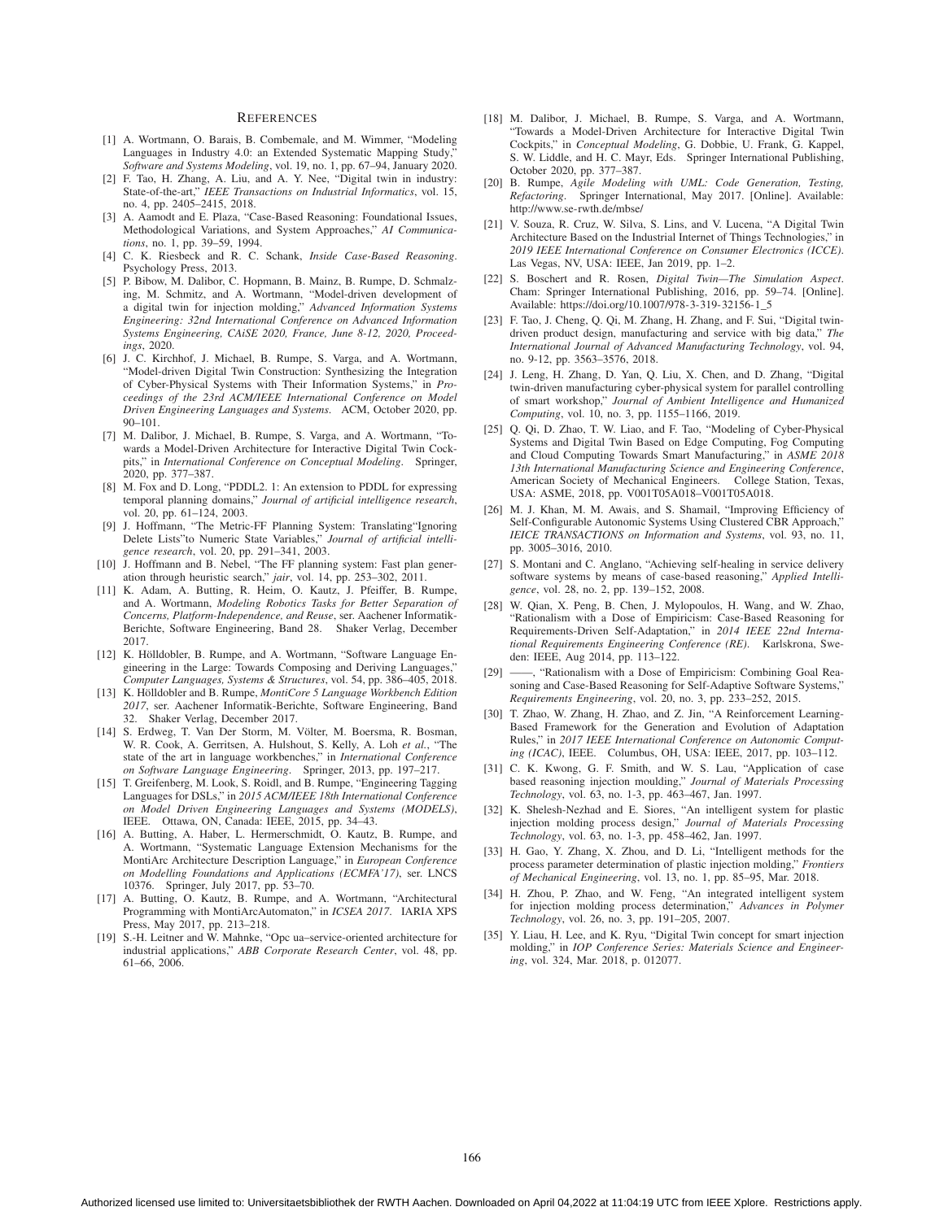## REFERENCES

[1] A. Wortmann, O. Barais, B. Combemale, and M. Wimmer, "Modeling Languages in Industry 4.0: an Extended Systematic Mapping Study," *Software and Systems Modeling*, vol. 19, no. 1, pp. 67–94, January 2020.

[2] F. Tao, H. Zhang, A. Liu, and A. Y. Nee, "Digital twin in industry: State-of-the-art," *IEEE Transactions on Industrial Informatics*, vol. 15, no. 4, pp. 2405–2415, 2018.

[3] A. Aamodt and E. Plaza, "Case-Based Reasoning: Foundational Issues, Methodological Variations, and System Approaches," *AI Communications*, no. 1, pp. 39–59, 1994.

[4] C. K. Riesbeck and R. C. Schank, *Inside Case-Based Reasoning*. Psychology Press, 2013.

[5] P. Bibow, M. Dalibor, C. Hopmann, B. Mainz, B. Rumpe, D. Schmalzing, M. Schmitz, and A. Wortmann, "Model-driven development of a digital twin for injection molding," *Advanced Information Systems Engineering: 32nd International Conference on Advanced Information Systems Engineering, CAiSE 2020, France, June 8-12, 2020, Proceedings*, 2020.

[6] J. C. Kirchhof, J. Michael, B. Rumpe, S. Varga, and A. Wortmann, "Model-driven Digital Twin Construction: Synthesizing the Integration of Cyber-Physical Systems with Their Information Systems," in *Proceedings of the 23rd ACM/IEEE International Conference on Model Driven Engineering Languages and Systems*. ACM, October 2020, pp. 90–101.

[7] M. Dalibor, J. Michael, B. Rumpe, S. Varga, and A. Wortmann, "Towards a Model-Driven Architecture for Interactive Digital Twin Cockpits," in *International Conference on Conceptual Modeling*. Springer, 2020, pp. 377–387.

[8] M. Fox and D. Long, "PDDL2. 1: An extension to PDDL for expressing temporal planning domains," *Journal of artificial intelligence research*, vol. 20, pp. 61–124, 2003.

[9] J. Hoffmann, "The Metric-FF Planning System: Translating"Ignoring Delete Lists"to Numeric State Variables," *Journal of artificial intelligence research*, vol. 20, pp. 291–341, 2003.

[10] J. Hoffmann and B. Nebel, "The FF planning system: Fast plan generation through heuristic search," *jair*, vol. 14, pp. 253–302, 2011.

[11] K. Adam, A. Butting, R. Heim, O. Kautz, J. Pfeiffer, B. Rumpe, and A. Wortmann, *Modeling Robotics Tasks for Better Separation of Concerns, Platform-Independence, and Reuse*, ser. Aachener Informatik-Berichte, Software Engineering, Band 28. Shaker Verlag, December 2017.

[12] K. Hölldobler, B. Rumpe, and A. Wortmann, "Software Language Engineering in the Large: Towards Composing and Deriving Languages," *Computer Languages, Systems & Structures*, vol. 54, pp. 386–405, 2018.

[13] K. Hölldobler and B. Rumpe, *MontiCore 5 Language Workbench Edition 2017*, ser. Aachener Informatik-Berichte, Software Engineering, Band 32. Shaker Verlag, December 2017.

[14] S. Erdweg, T. Van Der Storm, M. Völter, M. Boersma, R. Bosman, W. R. Cook, A. Gerritsen, A. Hulshout, S. Kelly, A. Loh *et al.*, "The state of the art in language workbenches," in *International Conference on Software Language Engineering*. Springer, 2013, pp. 197–217.

[15] T. Greifenberg, M. Look, S. Roidl, and B. Rumpe, "Engineering Tagging Languages for DSLs," in *2015 ACM/IEEE 18th International Conference on Model Driven Engineering Languages and Systems (MODELS)*, IEEE. Ottawa, ON, Canada: IEEE, 2015, pp. 34–43.

[16] A. Butting, A. Haber, L. Hermerschmidt, O. Kautz, B. Rumpe, and A. Wortmann, "Systematic Language Extension Mechanisms for the MontiArc Architecture Description Language," in *European Conference on Modelling Foundations and Applications (ECMFA'17)*, ser. LNCS 10376. Springer, July 2017, pp. 53–70.

[17] A. Butting, O. Kautz, B. Rumpe, and A. Wortmann, "Architectural Programming with MontiArcAutomaton," in *ICSEA 2017*. IARIA XPS Press, May 2017, pp. 213–218.

[19] S.-H. Leitner and W. Mahnke, "Opc ua–service-oriented architecture for industrial applications," *ABB Corporate Research Center*, vol. 48, pp. 61–66, 2006.

[18] M. Dalibor, J. Michael, B. Rumpe, S. Varga, and A. Wortmann, "Towards a Model-Driven Architecture for Interactive Digital Twin Cockpits," in *Conceptual Modeling*, G. Dobbie, U. Frank, G. Kappel, S. W. Liddle, and H. C. Mayr, Eds. Springer International Publishing, October 2020, pp. 377–387.

[20] B. Rumpe, *Agile Modeling with UML: Code Generation, Testing, Refactoring*. Springer International, May 2017. [Online]. Available: http://www.se-rwth.de/mbse/

[21] V. Souza, R. Cruz, W. Silva, S. Lins, and V. Lucena, "A Digital Twin Architecture Based on the Industrial Internet of Things Technologies," in *2019 IEEE International Conference on Consumer Electronics (ICCE)*. Las Vegas, NV, USA: IEEE, Jan 2019, pp. 1–2.

[22] S. Boschert and R. Rosen, *Digital Twin—The Simulation Aspect*. Cham: Springer International Publishing, 2016, pp. 59–74. [Online]. Available: https://doi.org/10.1007/978-3-319-32156-1_5

[23] F. Tao, J. Cheng, Q. Qi, M. Zhang, H. Zhang, and F. Sui, "Digital twin-driven product design, manufacturing and service with big data," *The International Journal of Advanced Manufacturing Technology*, vol. 94, no. 9-12, pp. 3563–3576, 2018.

[24] J. Leng, H. Zhang, D. Yan, Q. Liu, X. Chen, and D. Zhang, "Digital twin-driven manufacturing cyber-physical system for parallel controlling of smart workshop," *Journal of Ambient Intelligence and Humanized Computing*, vol. 10, no. 3, pp. 1155–1166, 2019.

[25] Q. Qi, D. Zhao, T. W. Liao, and F. Tao, "Modeling of Cyber-Physical Systems and Digital Twin Based on Edge Computing, Fog Computing and Cloud Computing Towards Smart Manufacturing," in *ASME 2018 13th International Manufacturing Science and Engineering Conference*, American Society of Mechanical Engineers. College Station, Texas, USA: ASME, 2018, pp. V001T05A018–V001T05A018.

[26] M. J. Khan, M. M. Awais, and S. Shamail, "Improving Efficiency of Self-Configurable Autonomic Systems Using Clustered CBR Approach," *IEICE TRANSACTIONS on Information and Systems*, vol. 93, no. 11, pp. 3005–3016, 2010.

[27] S. Montani and C. Anglano, "Achieving self-healing in service delivery software systems by means of case-based reasoning," *Applied Intelligence*, vol. 28, no. 2, pp. 139–152, 2008.

[28] W. Qian, X. Peng, B. Chen, J. Mylopoulos, H. Wang, and W. Zhao, "Rationalism with a Dose of Empiricism: Case-Based Reasoning for Requirements-Driven Self-Adaptation," in *2014 IEEE 22nd International Requirements Engineering Conference (RE)*. Karlskrona, Sweden: IEEE, Aug 2014, pp. 113–122.

[29] ——, "Rationalism with a Dose of Empiricism: Combining Goal Reasoning and Case-Based Reasoning for Self-Adaptive Software Systems," *Requirements Engineering*, vol. 20, no. 3, pp. 233–252, 2015.

[30] T. Zhao, W. Zhang, H. Zhao, and Z. Jin, "A Reinforcement Learning-Based Framework for the Generation and Evolution of Adaptation Rules," in *2017 IEEE International Conference on Autonomic Computing (ICAC)*, IEEE. Columbus, OH, USA: IEEE, 2017, pp. 103–112.

[31] C. K. Kwong, G. F. Smith, and W. S. Lau, "Application of case based reasoning injection moulding," *Journal of Materials Processing Technology*, vol. 63, no. 1-3, pp. 463–467, Jan. 1997.

[32] K. Shelesh-Nezhad and E. Siores, "An intelligent system for plastic injection molding process design," *Journal of Materials Processing Technology*, vol. 63, no. 1-3, pp. 458–462, Jan. 1997.

[33] H. Gao, Y. Zhang, X. Zhou, and D. Li, "Intelligent methods for the process parameter determination of plastic injection molding," *Frontiers of Mechanical Engineering*, vol. 13, no. 1, pp. 85–95, Mar. 2018.

[34] H. Zhou, P. Zhao, and W. Feng, "An integrated intelligent system for injection molding process determination," *Advances in Polymer Technology*, vol. 26, no. 3, pp. 191–205, 2007.

[35] Y. Liau, H. Lee, and K. Ryu, "Digital Twin concept for smart injection molding," in *IOP Conference Series: Materials Science and Engineering*, vol. 324, Mar. 2018, p. 012077.